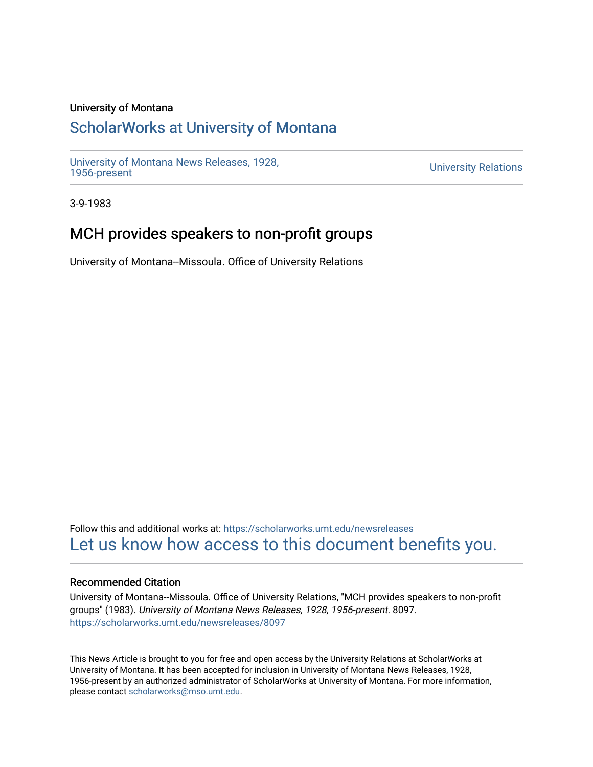University of Montana

# ScholarWorks at University of Montana

University of Montana News Releases, 1928, 1956-present

University Relations

3-9-1983

## MCH provides speakers to non-profit groups

University of Montana--Missoula. Office of University Relations

Follow this and additional works at: https://scholarworks.umt.edu/newsreleases

Let us know how access to this document benefits you.

### Recommended Citation

University of Montana--Missoula. Office of University Relations, "MCH provides speakers to non-profit groups" (1983). *University of Montana News Releases, 1928, 1956-present*. 8097.
https://scholarworks.umt.edu/newsreleases/8097

This News Article is brought to you for free and open access by the University Relations at ScholarWorks at University of Montana. It has been accepted for inclusion in University of Montana News Releases, 1928, 1956-present by an authorized administrator of ScholarWorks at University of Montana. For more information, please contact scholarworks@mso.umt.edu.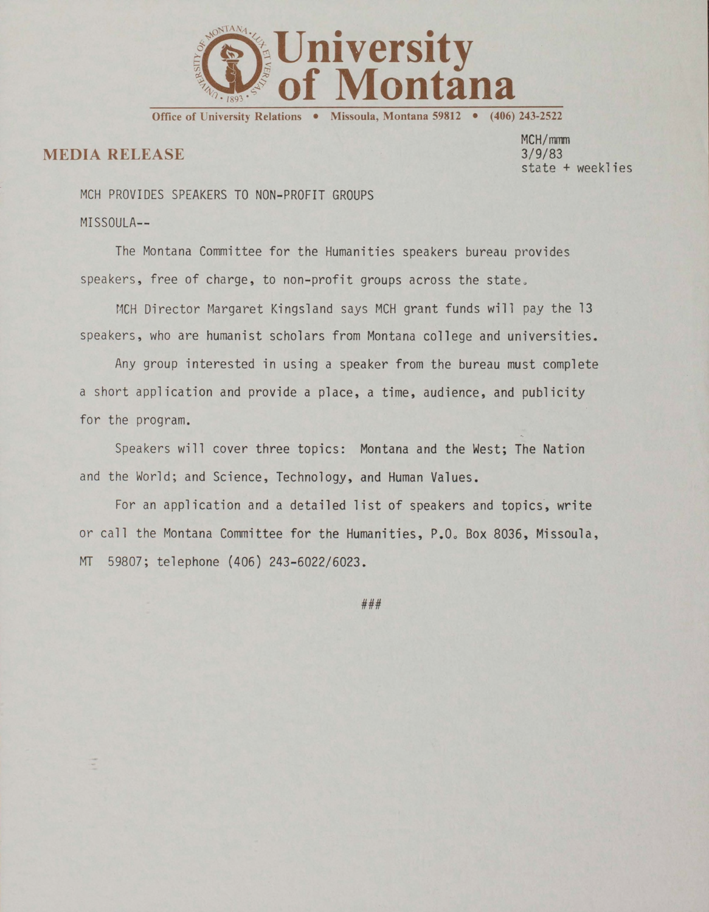# University of Montana

Office of University Relations • Missoula, Montana 59812 • (406) 243-2522

## MEDIA RELEASE

MCH/mmm
3/9/83
state + weeklies

MCH PROVIDES SPEAKERS TO NON-PROFIT GROUPS

MISSOULA--

The Montana Committee for the Humanities speakers bureau provides speakers, free of charge, to non-profit groups across the state.

MCH Director Margaret Kingsland says MCH grant funds will pay the 13 speakers, who are humanist scholars from Montana college and universities.

Any group interested in using a speaker from the bureau must complete a short application and provide a place, a time, audience, and publicity for the program.

Speakers will cover three topics: Montana and the West; The Nation and the World; and Science, Technology, and Human Values.

For an application and a detailed list of speakers and topics, write or call the Montana Committee for the Humanities, P.O. Box 8036, Missoula, MT 59807; telephone (406) 243-6022/6023.

###